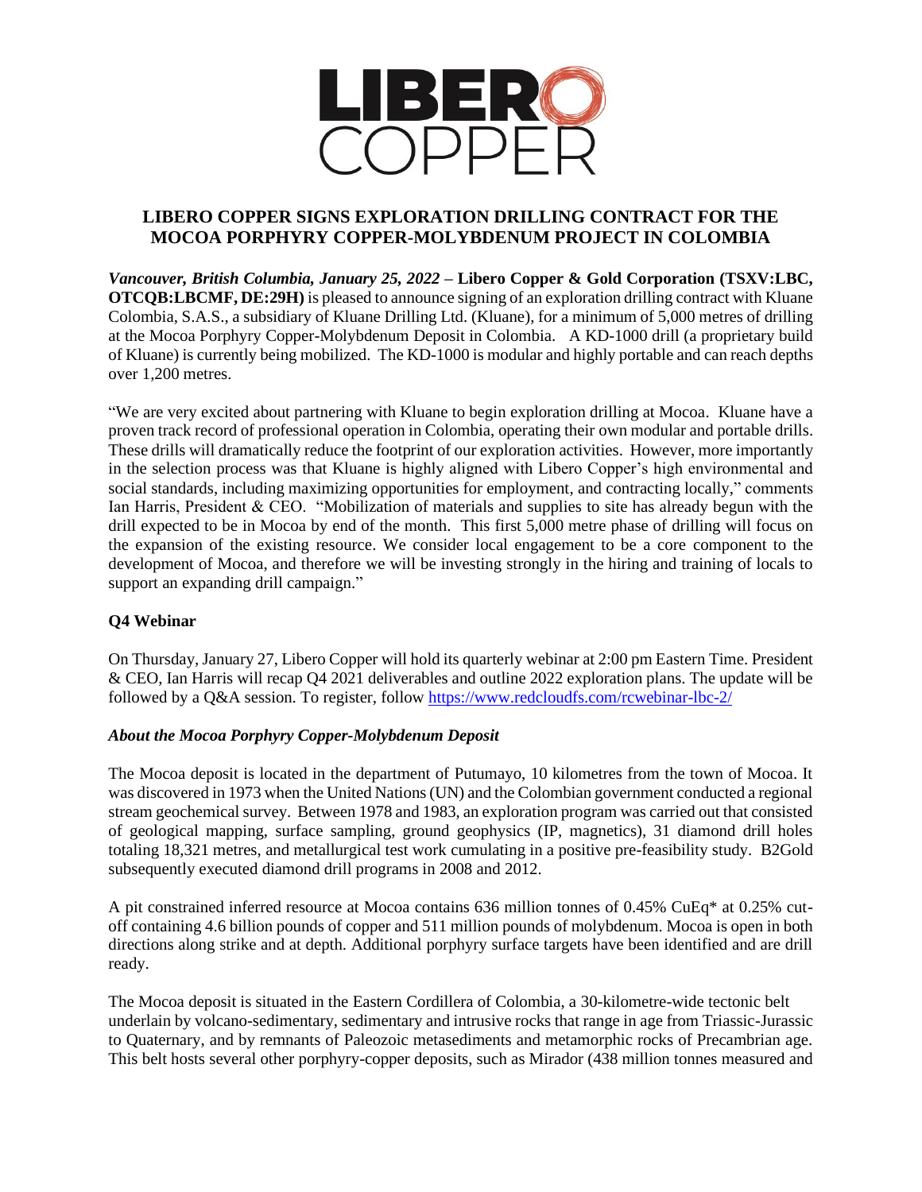# LIBERO COPPER SIGNS EXPLORATION DRILLING CONTRACT FOR THE MOCOA PORPHYRY COPPER-MOLYBDENUM PROJECT IN COLOMBIA

***Vancouver, British Columbia, January 25, 2022*** – **Libero Copper & Gold Corporation (TSXV:LBC, OTCQB:LBCMF, DE:29H)** is pleased to announce signing of an exploration drilling contract with Kluane Colombia, S.A.S., a subsidiary of Kluane Drilling Ltd. (Kluane), for a minimum of 5,000 metres of drilling at the Mocoa Porphyry Copper-Molybdenum Deposit in Colombia. A KD-1000 drill (a proprietary build of Kluane) is currently being mobilized. The KD-1000 is modular and highly portable and can reach depths over 1,200 metres.

"We are very excited about partnering with Kluane to begin exploration drilling at Mocoa. Kluane have a proven track record of professional operation in Colombia, operating their own modular and portable drills. These drills will dramatically reduce the footprint of our exploration activities. However, more importantly in the selection process was that Kluane is highly aligned with Libero Copper's high environmental and social standards, including maximizing opportunities for employment, and contracting locally," comments Ian Harris, President & CEO. "Mobilization of materials and supplies to site has already begun with the drill expected to be in Mocoa by end of the month. This first 5,000 metre phase of drilling will focus on the expansion of the existing resource. We consider local engagement to be a core component to the development of Mocoa, and therefore we will be investing strongly in the hiring and training of locals to support an expanding drill campaign."

## Q4 Webinar

On Thursday, January 27, Libero Copper will hold its quarterly webinar at 2:00 pm Eastern Time. President & CEO, Ian Harris will recap Q4 2021 deliverables and outline 2022 exploration plans. The update will be followed by a Q&A session. To register, follow https://www.redcloudfs.com/rcwebinar-lbc-2/

### *About the Mocoa Porphyry Copper-Molybdenum Deposit*

The Mocoa deposit is located in the department of Putumayo, 10 kilometres from the town of Mocoa. It was discovered in 1973 when the United Nations (UN) and the Colombian government conducted a regional stream geochemical survey. Between 1978 and 1983, an exploration program was carried out that consisted of geological mapping, surface sampling, ground geophysics (IP, magnetics), 31 diamond drill holes totaling 18,321 metres, and metallurgical test work cumulating in a positive pre-feasibility study. B2Gold subsequently executed diamond drill programs in 2008 and 2012.

A pit constrained inferred resource at Mocoa contains 636 million tonnes of 0.45% CuEq* at 0.25% cut-off containing 4.6 billion pounds of copper and 511 million pounds of molybdenum. Mocoa is open in both directions along strike and at depth. Additional porphyry surface targets have been identified and are drill ready.

The Mocoa deposit is situated in the Eastern Cordillera of Colombia, a 30-kilometre-wide tectonic belt underlain by volcano-sedimentary, sedimentary and intrusive rocks that range in age from Triassic-Jurassic to Quaternary, and by remnants of Paleozoic metasediments and metamorphic rocks of Precambrian age. This belt hosts several other porphyry-copper deposits, such as Mirador (438 million tonnes measured and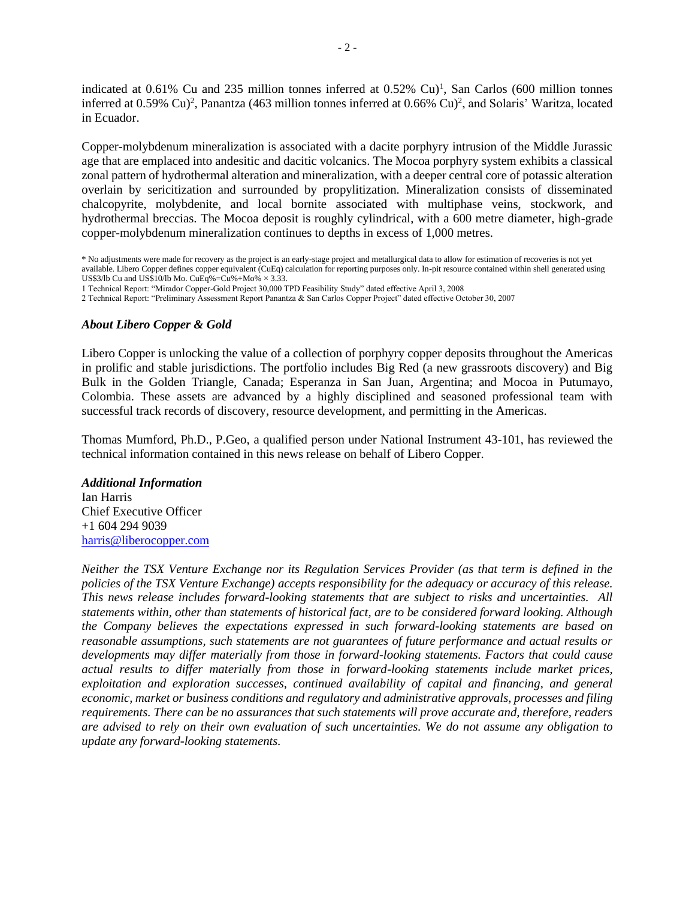indicated at 0.61% Cu and 235 million tonnes inferred at 0.52% Cu)[1], San Carlos (600 million tonnes inferred at 0.59% Cu)[2], Panantza (463 million tonnes inferred at 0.66% Cu)[2], and Solaris' Waritza, located in Ecuador.

Copper-molybdenum mineralization is associated with a dacite porphyry intrusion of the Middle Jurassic age that are emplaced into andesitic and dacitic volcanics. The Mocoa porphyry system exhibits a classical zonal pattern of hydrothermal alteration and mineralization, with a deeper central core of potassic alteration overlain by sericitization and surrounded by propylitization. Mineralization consists of disseminated chalcopyrite, molybdenite, and local bornite associated with multiphase veins, stockwork, and hydrothermal breccias. The Mocoa deposit is roughly cylindrical, with a 600 metre diameter, high-grade copper-molybdenum mineralization continues to depths in excess of 1,000 metres.

\* No adjustments were made for recovery as the project is an early-stage project and metallurgical data to allow for estimation of recoveries is not yet available. Libero Copper defines copper equivalent (CuEq) calculation for reporting purposes only. In-pit resource contained within shell generated using US$3/lb Cu and US$10/lb Mo. CuEq%=Cu%+Mo% × 3.33.

1 Technical Report: "Mirador Copper-Gold Project 30,000 TPD Feasibility Study" dated effective April 3, 2008

2 Technical Report: "Preliminary Assessment Report Panantza & San Carlos Copper Project" dated effective October 30, 2007

### *About Libero Copper & Gold*

Libero Copper is unlocking the value of a collection of porphyry copper deposits throughout the Americas in prolific and stable jurisdictions. The portfolio includes Big Red (a new grassroots discovery) and Big Bulk in the Golden Triangle, Canada; Esperanza in San Juan, Argentina; and Mocoa in Putumayo, Colombia. These assets are advanced by a highly disciplined and seasoned professional team with successful track records of discovery, resource development, and permitting in the Americas.

Thomas Mumford, Ph.D., P.Geo, a qualified person under National Instrument 43-101, has reviewed the technical information contained in this news release on behalf of Libero Copper.

***Additional Information***
Ian Harris
Chief Executive Officer
+1 604 294 9039
harris@liberocopper.com

*Neither the TSX Venture Exchange nor its Regulation Services Provider (as that term is defined in the policies of the TSX Venture Exchange) accepts responsibility for the adequacy or accuracy of this release. This news release includes forward-looking statements that are subject to risks and uncertainties. All statements within, other than statements of historical fact, are to be considered forward looking. Although the Company believes the expectations expressed in such forward-looking statements are based on reasonable assumptions, such statements are not guarantees of future performance and actual results or developments may differ materially from those in forward-looking statements. Factors that could cause actual results to differ materially from those in forward-looking statements include market prices, exploitation and exploration successes, continued availability of capital and financing, and general economic, market or business conditions and regulatory and administrative approvals, processes and filing requirements. There can be no assurances that such statements will prove accurate and, therefore, readers are advised to rely on their own evaluation of such uncertainties. We do not assume any obligation to update any forward-looking statements.*